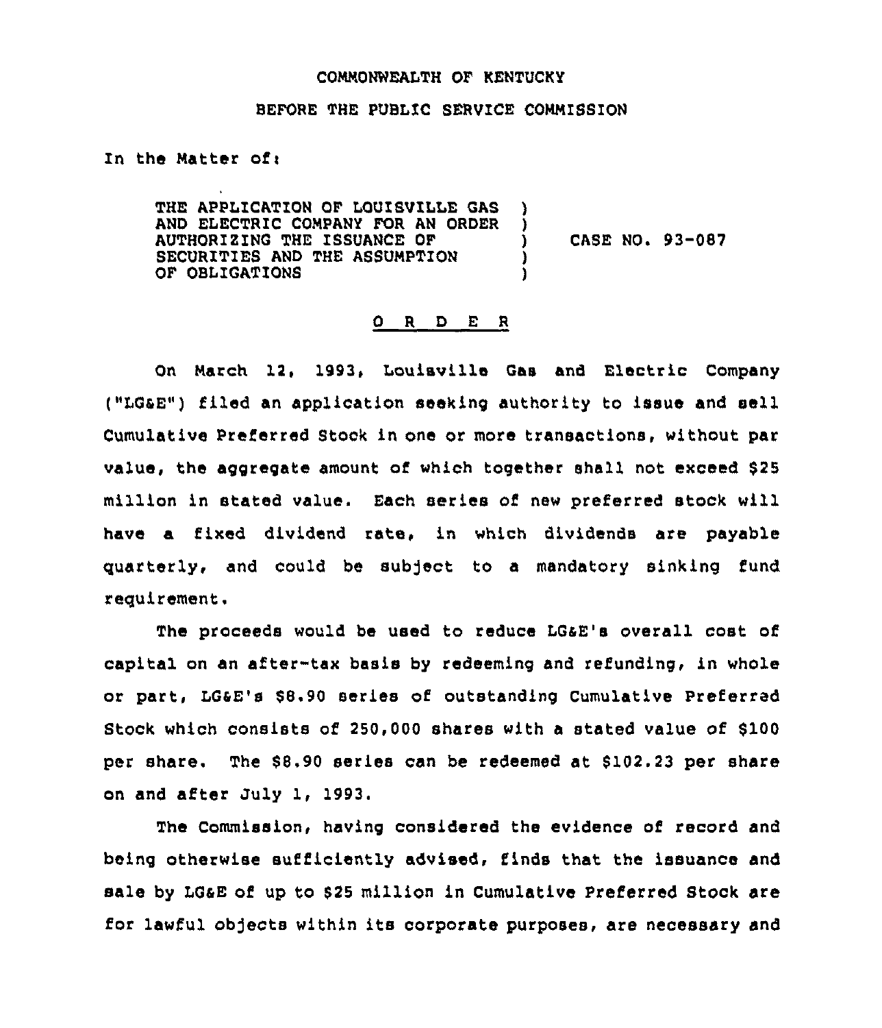COMMONWEALTH OF KENTUCKY

BEFORE THE PUBLIC SERVICE COMMISSION

In the Matter of:

THE APPLICATION OF LOUISVILLE GAS AND ELECTRIC COMPANY FOR AN ORDER AUTHORIZING THE ISSUANCE OF SECURITIES AND THE ASSUMPTION OF OBLIGATIONS ) CASE NO. 93-087

<u>O R D E R</u>

On March 12, 1993, Louisville Gas and Electric Company ("LG&E") filed an application seeking authority to issue and sell Cumulative Preferred Stock in one or more transactions, without par value, the aggregate amount of which together shall not exceed $25 million in stated value. Each series of new preferred stock will have a fixed dividend rate, in which dividends are payable quarterly, and could be subject to a mandatory sinking fund requirement.

The proceeds would be used to reduce LG&E's overall cost of capital on an after-tax basis by redeeming and refunding, in whole or part, LG&E's $8.90 series of outstanding Cumulative Preferred Stock which consists of 250,000 shares with a stated value of $100 per share. The $8.90 series can be redeemed at $102.23 per share on and after July 1, 1993.

The Commission, having considered the evidence of record and being otherwise sufficiently advised, finds that the issuance and sale by LG&E of up to $25 million in Cumulative Preferred Stock are for lawful objects within its corporate purposes, are necessary and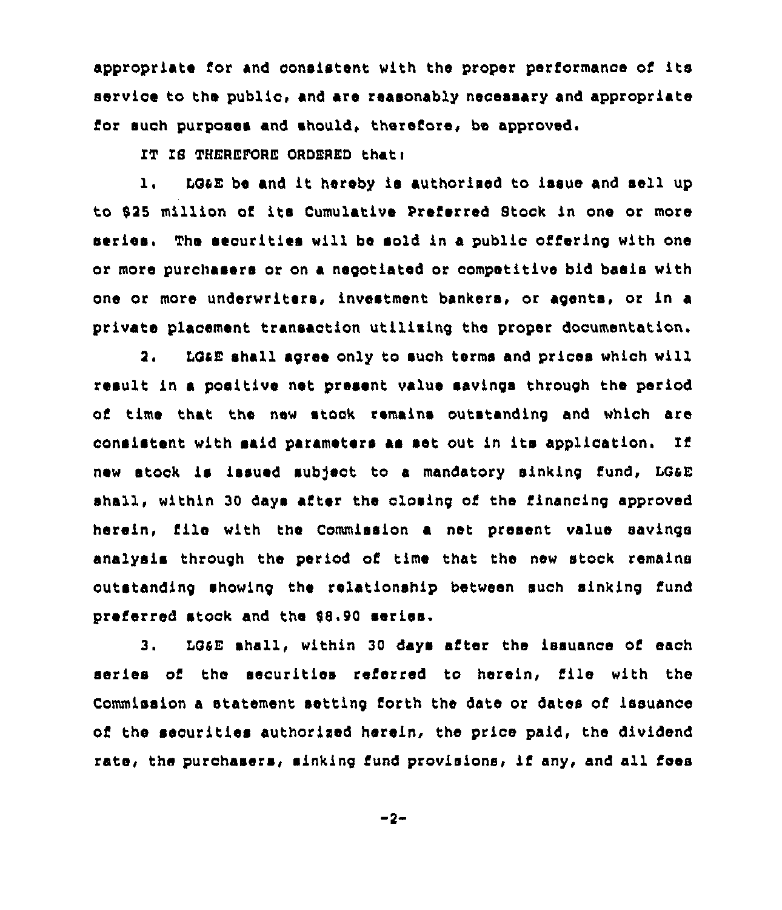appropriate for and consistent with the proper performance of its service to the public, and are reasonably necessary and appropriate for such purposes and should, therefore, be approved.

IT IS THEREFORE ORDERED that:

1. LG&E be and it hereby is authorized to issue and sell up to $25 million of its Cumulative Preferred Stock in one or more series. The securities will be sold in a public offering with one or more purchasers or on a negotiated or competitive bid basis with one or more underwriters, investment bankers, or agents, or in a private placement transaction utilizing the proper documentation.

2. LG&E shall agree only to such terms and prices which will result in a positive net present value savings through the period of time that the new stock remains outstanding and which are consistent with said parameters as set out in its application. If new stock is issued subject to a mandatory sinking fund, LG&E shall, within 30 days after the closing of the financing approved herein, file with the Commission a net present value savings analysis through the period of time that the new stock remains outstanding showing the relationship between such sinking fund preferred stock and the $8.90 series.

3. LG&E shall, within 30 days after the issuance of each series of the securities referred to herein, file with the Commission a statement setting forth the date or dates of issuance of the securities authorized herein, the price paid, the dividend rate, the purchasers, sinking fund provisions, if any, and all fees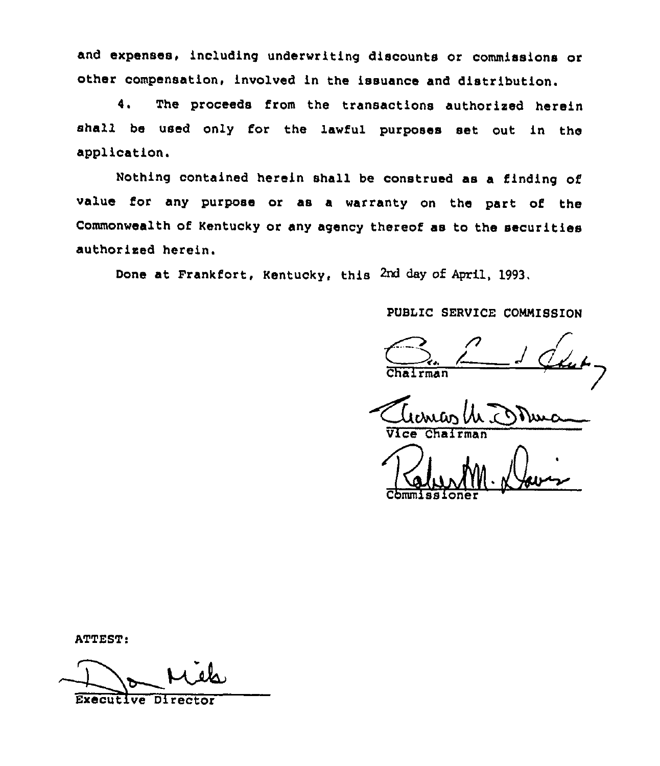and expenses, including underwriting discounts or commissions or other compensation, involved in the issuance and distribution.

4. The proceeds from the transactions authorized herein shall be used only for the lawful purposes set out in the application.

Nothing contained herein shall be construed as a finding of value for any purpose or as a warranty on the part of the Commonwealth of Kentucky or any agency thereof as to the securities authorized herein.

Done at Frankfort, Kentucky, this 2nd day of April, 1993.

PUBLIC SERVICE COMMISSION

Chairman

Vice Chairman

Commissioner

ATTEST:

Executive Director